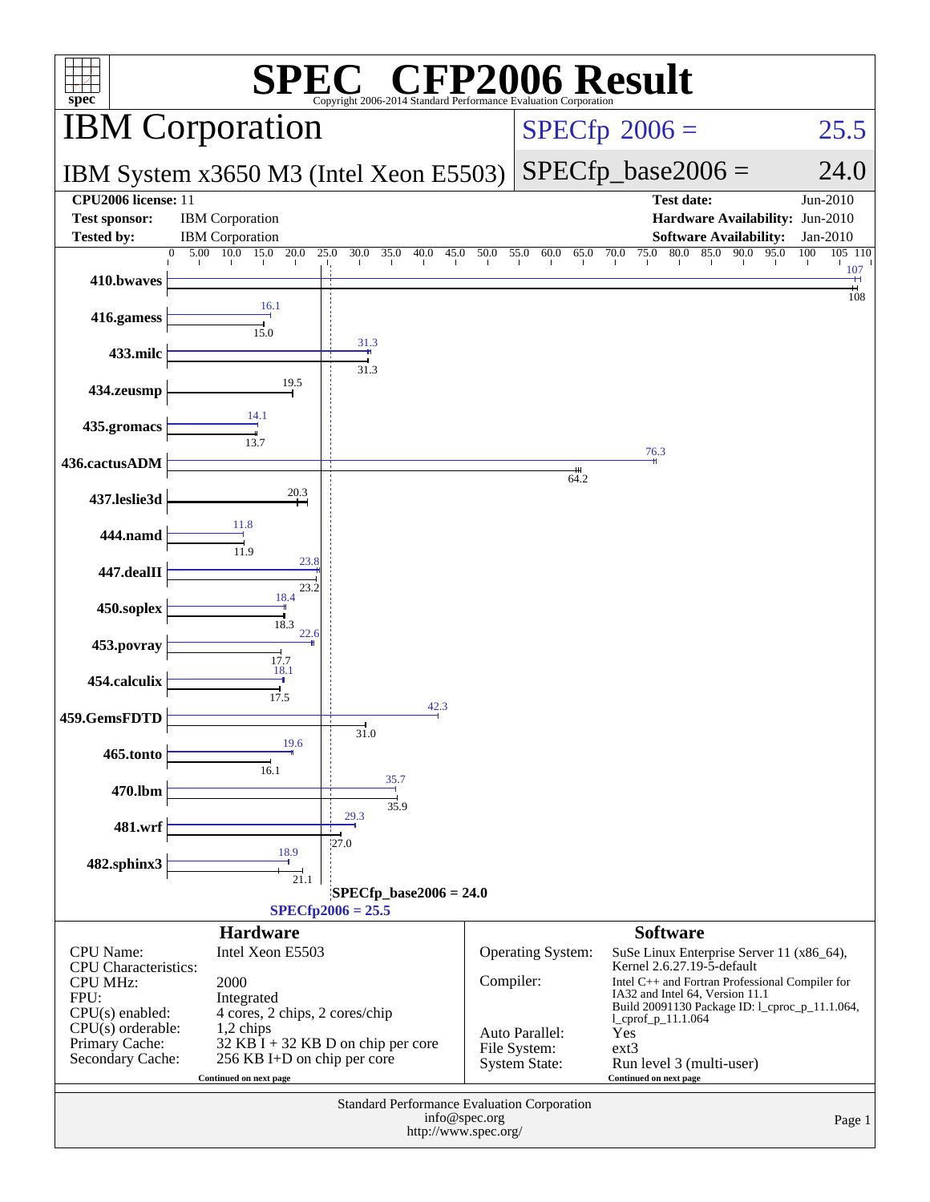# SPEC® CFP2006 Result

Copyright 2006-2014 Standard Performance Evaluation Corporation

## IBM Corporation

**IBM System x3650 M3 (Intel Xeon E5503)**

SPECfp 2006 = 25.5

SPECfp_base2006 = 24.0

| | | | |
|---|---|---|---|
| **CPU2006 license:** 11 | | **Test date:** | Jun-2010 |
| **Test sponsor:** | IBM Corporation | **Hardware Availability:** | Jun-2010 |
| **Tested by:** | IBM Corporation | **Software Availability:** | Jan-2010 |

| Benchmark | Peak | Base |
|---|---|---|
| 410.bwaves | 107 | 108 |
| 416.gamess | 16.1 | 15.0 |
| 433.milc | 31.3 | 31.3 |
| 434.zeusmp | 19.5 | 19.5 |
| 435.gromacs | 14.1 | 13.7 |
| 436.cactusADM | 76.3 | 64.2 |
| 437.leslie3d | 20.3 | 20.3 |
| 444.namd | 11.8 | 11.9 |
| 447.dealII | 23.8 | 23.2 |
| 450.soplex | 18.4 | 18.3 |
| 453.povray | 22.6 | 17.7 |
| 454.calculix | 18.1 | 17.5 |
| 459.GemsFDTD | 42.3 | 31.0 |
| 465.tonto | 19.6 | 16.1 |
| 470.lbm | 35.7 | 35.9 |
| 481.wrf | 29.3 | 27.0 |
| 482.sphinx3 | 18.9 | 21.1 |

SPECfp_base2006 = 24.0

SPECfp2006 = 25.5

### Hardware

| | |
|---|---|
| CPU Name: | Intel Xeon E5503 |
| CPU Characteristics: | |
| CPU MHz: | 2000 |
| FPU: | Integrated |
| CPU(s) enabled: | 4 cores, 2 chips, 2 cores/chip |
| CPU(s) orderable: | 1,2 chips |
| Primary Cache: | 32 KB I + 32 KB D on chip per core |
| Secondary Cache: | 256 KB I+D on chip per core |

Continued on next page

### Software

| | |
|---|---|
| Operating System: | SuSe Linux Enterprise Server 11 (x86_64), Kernel 2.6.27.19-5-default |
| Compiler: | Intel C++ and Fortran Professional Compiler for IA32 and Intel 64, Version 11.1 Build 20091130 Package ID: l_cproc_p_11.1.064, l_cprof_p_11.1.064 |
| Auto Parallel: | Yes |
| File System: | ext3 |
| System State: | Run level 3 (multi-user) |

Continued on next page

Standard Performance Evaluation Corporation
info@spec.org
http://www.spec.org/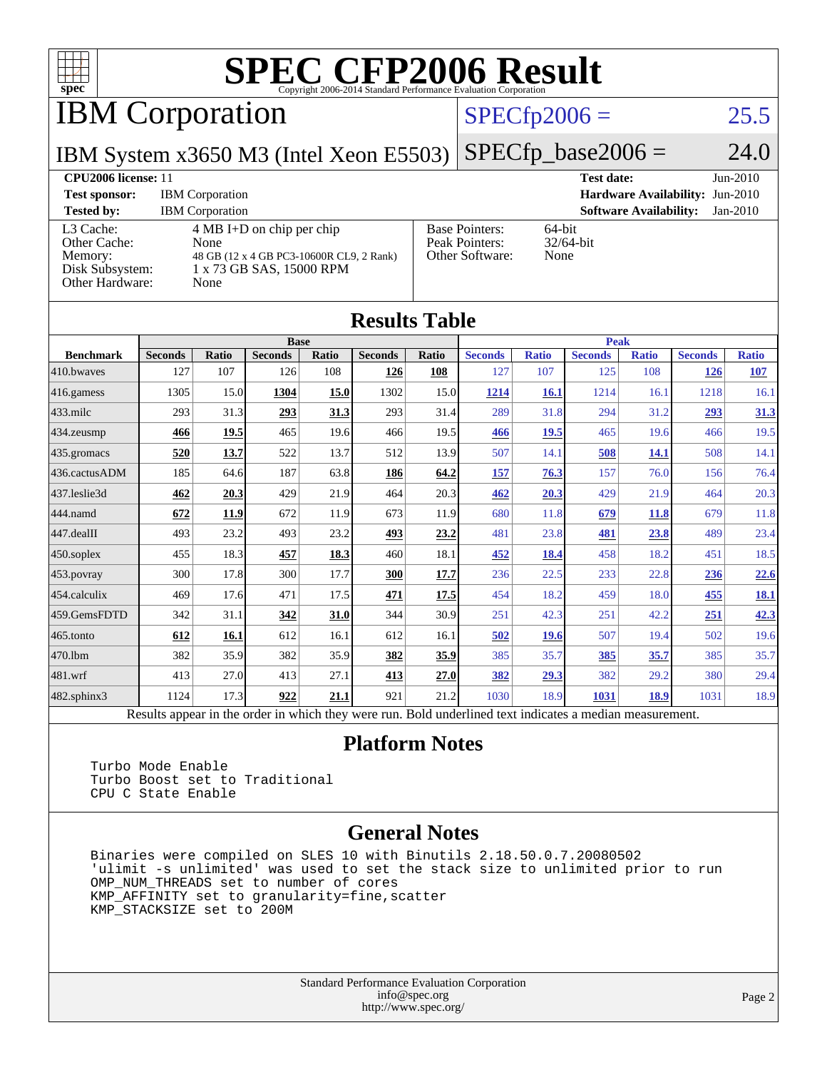# SPEC CFP2006 Result

Copyright 2006-2014 Standard Performance Evaluation Corporation

## IBM Corporation

**IBM System x3650 M3 (Intel Xeon E5503)**

SPECfp2006 = 25.5

SPECfp_base2006 = 24.0

| | | | |
|---|---|---|---|
| **CPU2006 license:** 11 | | **Test date:** | Jun-2010 |
| **Test sponsor:** | IBM Corporation | **Hardware Availability:** | Jun-2010 |
| **Tested by:** | IBM Corporation | **Software Availability:** | Jan-2010 |

| | | | |
|---|---|---|---|
| L3 Cache: | 4 MB I+D on chip per chip | Base Pointers: | 64-bit |
| Other Cache: | None | Peak Pointers: | 32/64-bit |
| Memory: | 48 GB (12 x 4 GB PC3-10600R CL9, 2 Rank) | Other Software: | None |
| Disk Subsystem: | 1 x 73 GB SAS, 15000 RPM | | |
| Other Hardware: | None | | |

## Results Table

| Benchmark | Base | | | | | | Peak | | | | | |
|---|---|---|---|---|---|---|---|---|---|---|---|---|
| | Seconds | Ratio | Seconds | Ratio | Seconds | Ratio | Seconds | Ratio | Seconds | Ratio | Seconds | Ratio |
| 410.bwaves | 127 | 107 | 126 | 108 | **126** | **108** | 127 | 107 | 125 | 108 | **126** | **107** |
| 416.gamess | 1305 | 15.0 | **1304** | **15.0** | 1302 | 15.0 | **1214** | **16.1** | 1214 | 16.1 | 1218 | 16.1 |
| 433.milc | 293 | 31.3 | **293** | **31.3** | 293 | 31.4 | 289 | 31.8 | 294 | 31.2 | **293** | **31.3** |
| 434.zeusmp | **466** | **19.5** | 465 | 19.6 | 466 | 19.5 | **466** | **19.5** | 465 | 19.6 | 466 | 19.5 |
| 435.gromacs | **520** | **13.7** | 522 | 13.7 | 512 | 13.9 | 507 | 14.1 | **508** | **14.1** | 508 | 14.1 |
| 436.cactusADM | 185 | 64.6 | 187 | 63.8 | **186** | **64.2** | **157** | **76.3** | 157 | 76.0 | 156 | 76.4 |
| 437.leslie3d | **462** | **20.3** | 429 | 21.9 | 464 | 20.3 | **462** | **20.3** | 429 | 21.9 | 464 | 20.3 |
| 444.namd | **672** | **11.9** | 672 | 11.9 | 673 | 11.9 | 680 | 11.8 | **679** | **11.8** | 679 | 11.8 |
| 447.dealII | 493 | 23.2 | 493 | 23.2 | **493** | **23.2** | 481 | 23.8 | **481** | **23.8** | 489 | 23.4 |
| 450.soplex | 455 | 18.3 | **457** | **18.3** | 460 | 18.1 | **452** | **18.4** | 458 | 18.2 | 451 | 18.5 |
| 453.povray | 300 | 17.8 | 300 | 17.7 | **300** | **17.7** | 236 | 22.5 | 233 | 22.8 | **236** | **22.6** |
| 454.calculix | 469 | 17.6 | 471 | 17.5 | **471** | **17.5** | 454 | 18.2 | 459 | 18.0 | **455** | **18.1** |
| 459.GemsFDTD | 342 | 31.1 | **342** | **31.0** | 344 | 30.9 | 251 | 42.3 | 251 | 42.2 | **251** | **42.3** |
| 465.tonto | **612** | **16.1** | 612 | 16.1 | 612 | 16.1 | **502** | **19.6** | 507 | 19.4 | 502 | 19.6 |
| 470.lbm | 382 | 35.9 | 382 | 35.9 | **382** | **35.9** | 385 | 35.7 | **385** | **35.7** | 385 | 35.7 |
| 481.wrf | 413 | 27.0 | 413 | 27.1 | **413** | **27.0** | **382** | **29.3** | 382 | 29.2 | 380 | 29.4 |
| 482.sphinx3 | 1124 | 17.3 | **922** | **21.1** | 921 | 21.2 | 1030 | 18.9 | **1031** | **18.9** | 1031 | 18.9 |

Results appear in the order in which they were run. Bold underlined text indicates a median measurement.

## Platform Notes

```
Turbo Mode Enable
Turbo Boost set to Traditional
CPU C State Enable
```

## General Notes

```
Binaries were compiled on SLES 10 with Binutils 2.18.50.0.7.20080502
'ulimit -s unlimited' was used to set the stack size to unlimited prior to run
OMP_NUM_THREADS set to number of cores
KMP_AFFINITY set to granularity=fine,scatter
KMP_STACKSIZE set to 200M
```

Standard Performance Evaluation Corporation
info@spec.org
http://www.spec.org/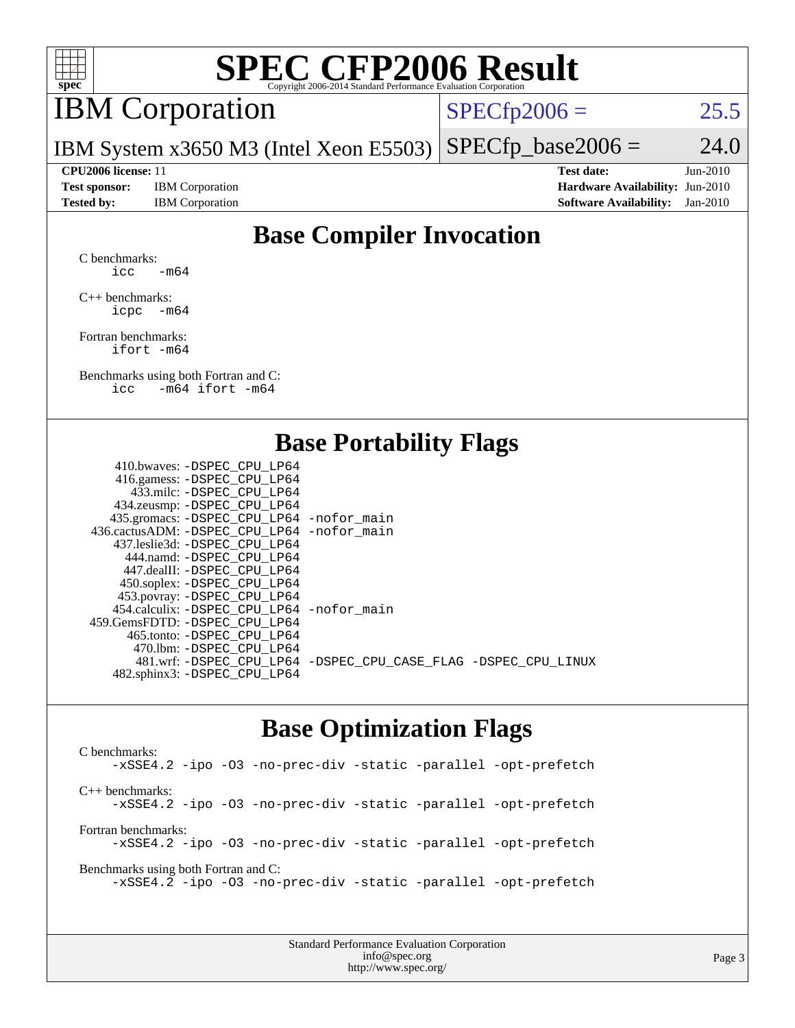# SPEC CFP2006 Result

Copyright 2006-2014 Standard Performance Evaluation Corporation

## IBM Corporation

IBM System x3650 M3 (Intel Xeon E5503)

SPECfp2006 = 25.5

SPECfp_base2006 = 24.0

| | | | |
|---|---|---|---|
| **CPU2006 license:** 11 | | **Test date:** | Jun-2010 |
| **Test sponsor:** | IBM Corporation | **Hardware Availability:** | Jun-2010 |
| **Tested by:** | IBM Corporation | **Software Availability:** | Jan-2010 |

## Base Compiler Invocation

C benchmarks:
```
icc   -m64
```

C++ benchmarks:
```
icpc  -m64
```

Fortran benchmarks:
```
ifort -m64
```

Benchmarks using both Fortran and C:
```
icc   -m64 ifort -m64
```

## Base Portability Flags

```
    410.bwaves: -DSPEC_CPU_LP64
    416.gamess: -DSPEC_CPU_LP64
      433.milc: -DSPEC_CPU_LP64
    434.zeusmp: -DSPEC_CPU_LP64
   435.gromacs: -DSPEC_CPU_LP64 -nofor_main
436.cactusADM: -DSPEC_CPU_LP64 -nofor_main
   437.leslie3d: -DSPEC_CPU_LP64
      444.namd: -DSPEC_CPU_LP64
    447.dealII: -DSPEC_CPU_LP64
    450.soplex: -DSPEC_CPU_LP64
    453.povray: -DSPEC_CPU_LP64
  454.calculix: -DSPEC_CPU_LP64 -nofor_main
459.GemsFDTD: -DSPEC_CPU_LP64
     465.tonto: -DSPEC_CPU_LP64
       470.lbm: -DSPEC_CPU_LP64
       481.wrf: -DSPEC_CPU_LP64 -DSPEC_CPU_CASE_FLAG -DSPEC_CPU_LINUX
   482.sphinx3: -DSPEC_CPU_LP64
```

## Base Optimization Flags

C benchmarks:
```
-xSSE4.2 -ipo -O3 -no-prec-div -static -parallel -opt-prefetch
```

C++ benchmarks:
```
-xSSE4.2 -ipo -O3 -no-prec-div -static -parallel -opt-prefetch
```

Fortran benchmarks:
```
-xSSE4.2 -ipo -O3 -no-prec-div -static -parallel -opt-prefetch
```

Benchmarks using both Fortran and C:
```
-xSSE4.2 -ipo -O3 -no-prec-div -static -parallel -opt-prefetch
```

Standard Performance Evaluation Corporation
info@spec.org
http://www.spec.org/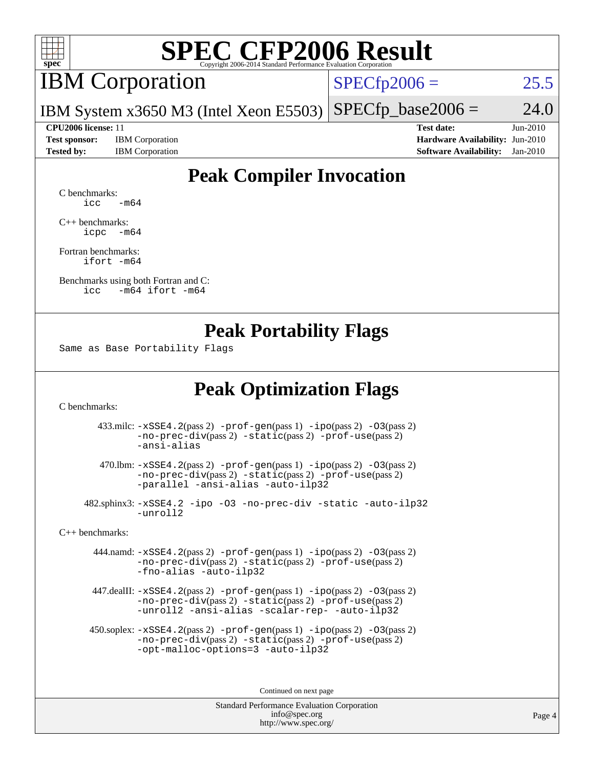# SPEC CFP2006 Result

Copyright 2006-2014 Standard Performance Evaluation Corporation

## IBM Corporation

IBM System x3650 M3 (Intel Xeon E5503)

SPECfp2006 = 25.5

SPECfp_base2006 = 24.0

**CPU2006 license:** 11
**Test sponsor:** IBM Corporation
**Tested by:** IBM Corporation

**Test date:** Jun-2010
**Hardware Availability:** Jun-2010
**Software Availability:** Jan-2010

## Peak Compiler Invocation

C benchmarks:
```
icc   -m64
```

C++ benchmarks:
```
icpc  -m64
```

Fortran benchmarks:
```
ifort -m64
```

Benchmarks using both Fortran and C:
```
icc   -m64 ifort -m64
```

## Peak Portability Flags

Same as Base Portability Flags

## Peak Optimization Flags

C benchmarks:

433.milc: -xSSE4.2(pass 2) -prof-gen(pass 1) -ipo(pass 2) -O3(pass 2) -no-prec-div(pass 2) -static(pass 2) -prof-use(pass 2) -ansi-alias

470.lbm: -xSSE4.2(pass 2) -prof-gen(pass 1) -ipo(pass 2) -O3(pass 2) -no-prec-div(pass 2) -static(pass 2) -prof-use(pass 2) -parallel -ansi-alias -auto-ilp32

482.sphinx3: -xSSE4.2 -ipo -O3 -no-prec-div -static -auto-ilp32 -unroll2

C++ benchmarks:

444.namd: -xSSE4.2(pass 2) -prof-gen(pass 1) -ipo(pass 2) -O3(pass 2) -no-prec-div(pass 2) -static(pass 2) -prof-use(pass 2) -fno-alias -auto-ilp32

447.dealII: -xSSE4.2(pass 2) -prof-gen(pass 1) -ipo(pass 2) -O3(pass 2) -no-prec-div(pass 2) -static(pass 2) -prof-use(pass 2) -unroll2 -ansi-alias -scalar-rep- -auto-ilp32

450.soplex: -xSSE4.2(pass 2) -prof-gen(pass 1) -ipo(pass 2) -O3(pass 2) -no-prec-div(pass 2) -static(pass 2) -prof-use(pass 2) -opt-malloc-options=3 -auto-ilp32

Continued on next page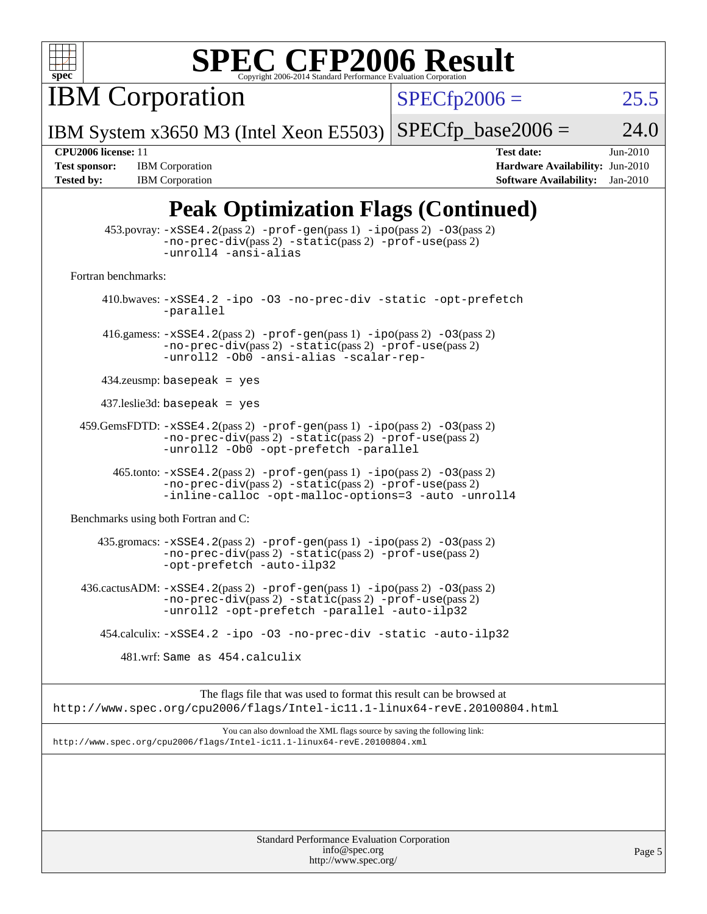# SPEC CFP2006 Result

Copyright 2006-2014 Standard Performance Evaluation Corporation

**IBM Corporation**

IBM System x3650 M3 (Intel Xeon E5503)

SPECfp2006 = 25.5

SPECfp_base2006 = 24.0

| | | | |
|---|---|---|---|
| **CPU2006 license:** 11 | | **Test date:** | Jun-2010 |
| **Test sponsor:** | IBM Corporation | **Hardware Availability:** | Jun-2010 |
| **Tested by:** | IBM Corporation | **Software Availability:** | Jan-2010 |

## Peak Optimization Flags (Continued)

453.povray: -xSSE4.2(pass 2) -prof-gen(pass 1) -ipo(pass 2) -O3(pass 2) -no-prec-div(pass 2) -static(pass 2) -prof-use(pass 2) -unroll4 -ansi-alias

Fortran benchmarks:

410.bwaves: -xSSE4.2 -ipo -O3 -no-prec-div -static -opt-prefetch -parallel

416.gamess: -xSSE4.2(pass 2) -prof-gen(pass 1) -ipo(pass 2) -O3(pass 2) -no-prec-div(pass 2) -static(pass 2) -prof-use(pass 2) -unroll2 -Ob0 -ansi-alias -scalar-rep-

434.zeusmp: basepeak = yes

437.leslie3d: basepeak = yes

459.GemsFDTD: -xSSE4.2(pass 2) -prof-gen(pass 1) -ipo(pass 2) -O3(pass 2) -no-prec-div(pass 2) -static(pass 2) -prof-use(pass 2) -unroll2 -Ob0 -opt-prefetch -parallel

465.tonto: -xSSE4.2(pass 2) -prof-gen(pass 1) -ipo(pass 2) -O3(pass 2) -no-prec-div(pass 2) -static(pass 2) -prof-use(pass 2) -inline-calloc -opt-malloc-options=3 -auto -unroll4

Benchmarks using both Fortran and C:

435.gromacs: -xSSE4.2(pass 2) -prof-gen(pass 1) -ipo(pass 2) -O3(pass 2) -no-prec-div(pass 2) -static(pass 2) -prof-use(pass 2) -opt-prefetch -auto-ilp32

436.cactusADM: -xSSE4.2(pass 2) -prof-gen(pass 1) -ipo(pass 2) -O3(pass 2) -no-prec-div(pass 2) -static(pass 2) -prof-use(pass 2) -unroll2 -opt-prefetch -parallel -auto-ilp32

454.calculix: -xSSE4.2 -ipo -O3 -no-prec-div -static -auto-ilp32

481.wrf: Same as 454.calculix

The flags file that was used to format this result can be browsed at
http://www.spec.org/cpu2006/flags/Intel-ic11.1-linux64-revE.20100804.html

You can also download the XML flags source by saving the following link:
http://www.spec.org/cpu2006/flags/Intel-ic11.1-linux64-revE.20100804.xml

Standard Performance Evaluation Corporation
info@spec.org
http://www.spec.org/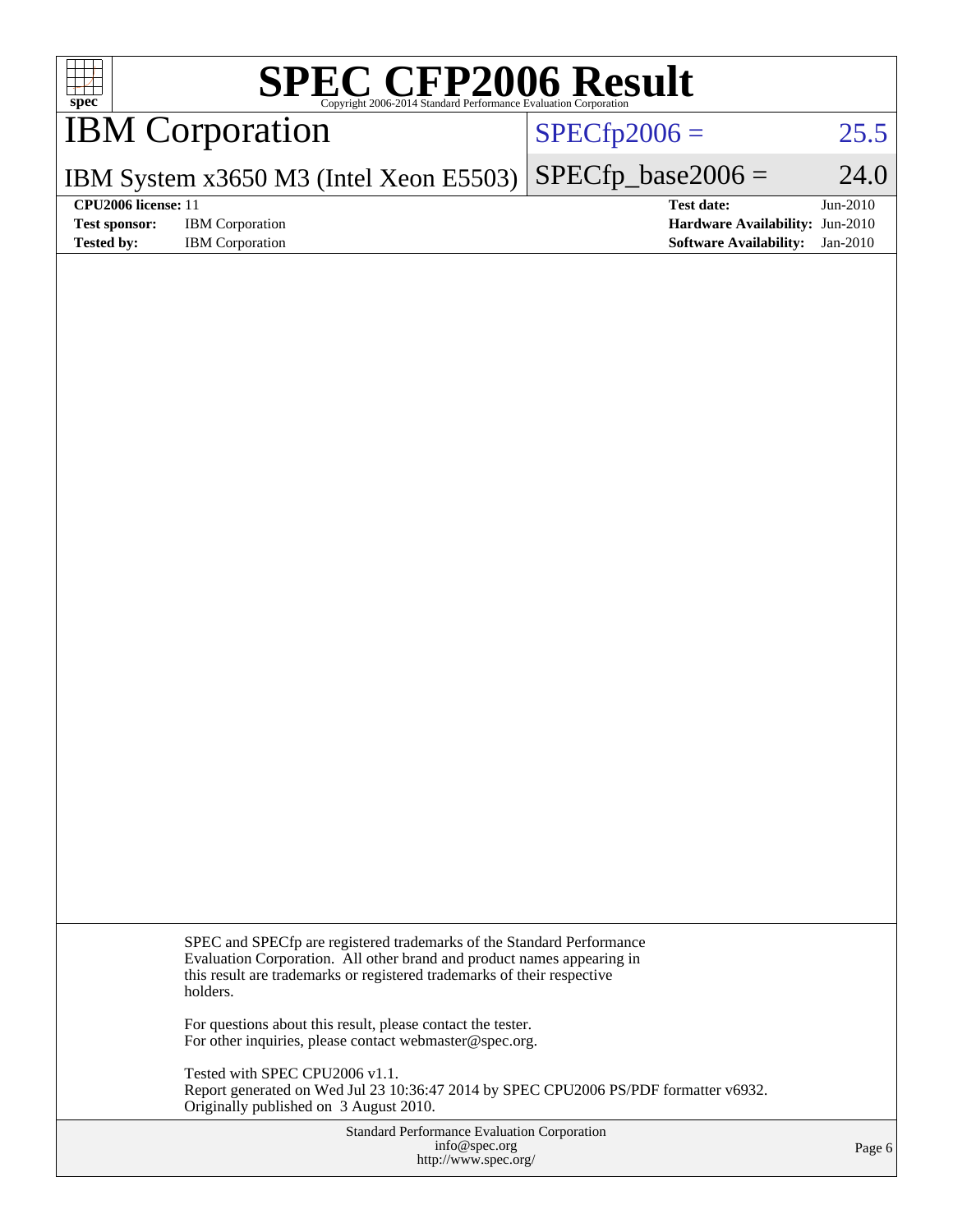# SPEC CFP2006 Result

Copyright 2006-2014 Standard Performance Evaluation Corporation

## IBM Corporation

IBM System x3650 M3 (Intel Xeon E5503)

SPECfp2006 = 25.5

SPECfp_base2006 = 24.0

**CPU2006 license:** 11
**Test sponsor:** IBM Corporation
**Tested by:** IBM Corporation

**Test date:** Jun-2010
**Hardware Availability:** Jun-2010
**Software Availability:** Jan-2010

SPEC and SPECfp are registered trademarks of the Standard Performance Evaluation Corporation. All other brand and product names appearing in this result are trademarks or registered trademarks of their respective holders.

For questions about this result, please contact the tester.
For other inquiries, please contact webmaster@spec.org.

Tested with SPEC CPU2006 v1.1.
Report generated on Wed Jul 23 10:36:47 2014 by SPEC CPU2006 PS/PDF formatter v6932.
Originally published on 3 August 2010.

Standard Performance Evaluation Corporation
info@spec.org
http://www.spec.org/